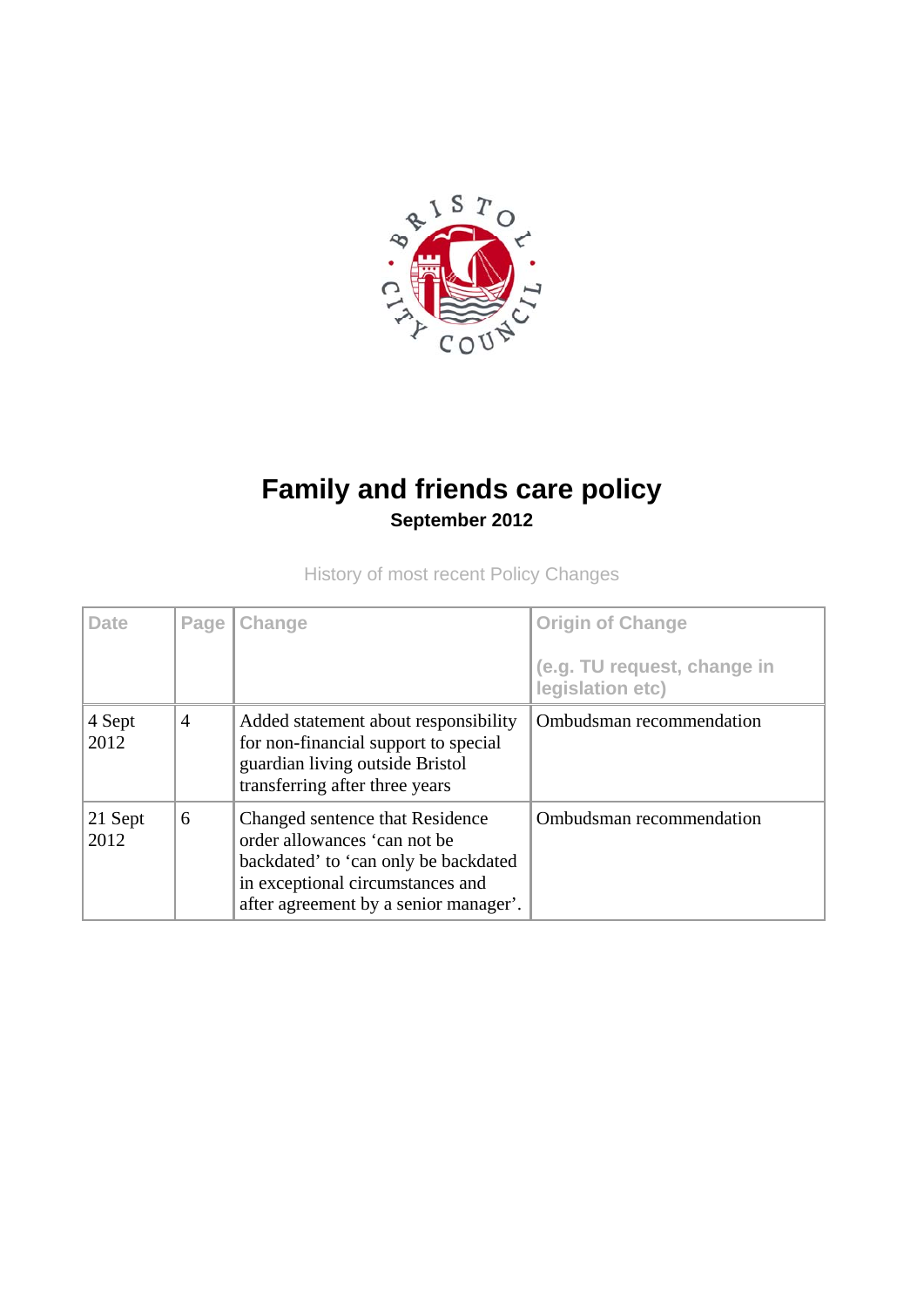# Family and friends care policy

**September 2012**

History of most recent Policy Changes

| Date | Page | Change | Origin of Change<br><br>(e.g. TU request, change in legislation etc) |
|---|---|---|---|
| 4 Sept 2012 | 4 | Added statement about responsibility for non-financial support to special guardian living outside Bristol transferring after three years | Ombudsman recommendation |
| 21 Sept 2012 | 6 | Changed sentence that Residence order allowances 'can not be backdated' to 'can only be backdated in exceptional circumstances and after agreement by a senior manager'. | Ombudsman recommendation |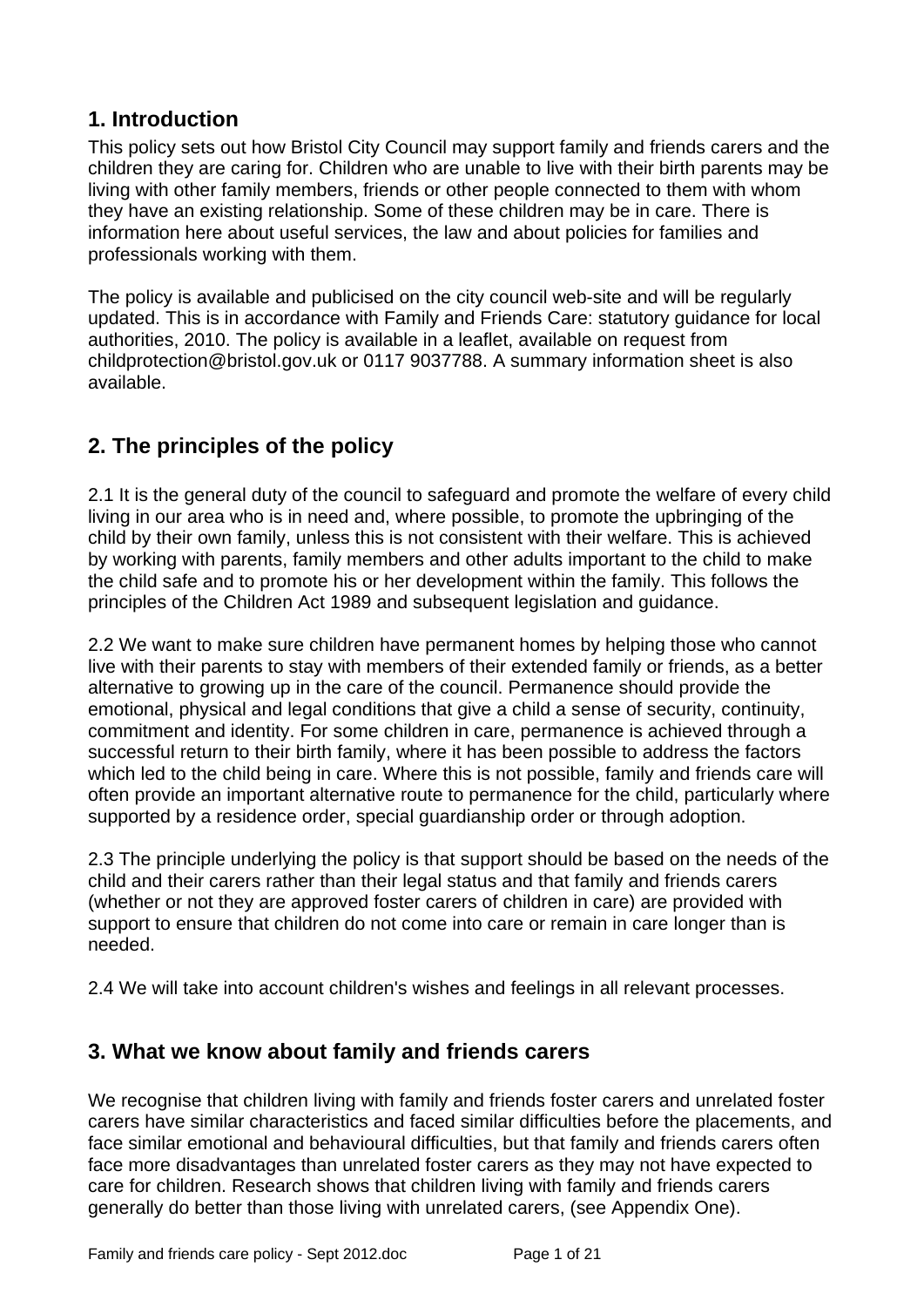## 1. Introduction

This policy sets out how Bristol City Council may support family and friends carers and the children they are caring for. Children who are unable to live with their birth parents may be living with other family members, friends or other people connected to them with whom they have an existing relationship. Some of these children may be in care. There is information here about useful services, the law and about policies for families and professionals working with them.

The policy is available and publicised on the city council web-site and will be regularly updated. This is in accordance with Family and Friends Care: statutory guidance for local authorities, 2010. The policy is available in a leaflet, available on request from childprotection@bristol.gov.uk or 0117 9037788. A summary information sheet is also available.

## 2. The principles of the policy

2.1 It is the general duty of the council to safeguard and promote the welfare of every child living in our area who is in need and, where possible, to promote the upbringing of the child by their own family, unless this is not consistent with their welfare. This is achieved by working with parents, family members and other adults important to the child to make the child safe and to promote his or her development within the family. This follows the principles of the Children Act 1989 and subsequent legislation and guidance.

2.2 We want to make sure children have permanent homes by helping those who cannot live with their parents to stay with members of their extended family or friends, as a better alternative to growing up in the care of the council. Permanence should provide the emotional, physical and legal conditions that give a child a sense of security, continuity, commitment and identity. For some children in care, permanence is achieved through a successful return to their birth family, where it has been possible to address the factors which led to the child being in care. Where this is not possible, family and friends care will often provide an important alternative route to permanence for the child, particularly where supported by a residence order, special guardianship order or through adoption.

2.3 The principle underlying the policy is that support should be based on the needs of the child and their carers rather than their legal status and that family and friends carers (whether or not they are approved foster carers of children in care) are provided with support to ensure that children do not come into care or remain in care longer than is needed.

2.4 We will take into account children's wishes and feelings in all relevant processes.

## 3. What we know about family and friends carers

We recognise that children living with family and friends foster carers and unrelated foster carers have similar characteristics and faced similar difficulties before the placements, and face similar emotional and behavioural difficulties, but that family and friends carers often face more disadvantages than unrelated foster carers as they may not have expected to care for children. Research shows that children living with family and friends carers generally do better than those living with unrelated carers, (see Appendix One).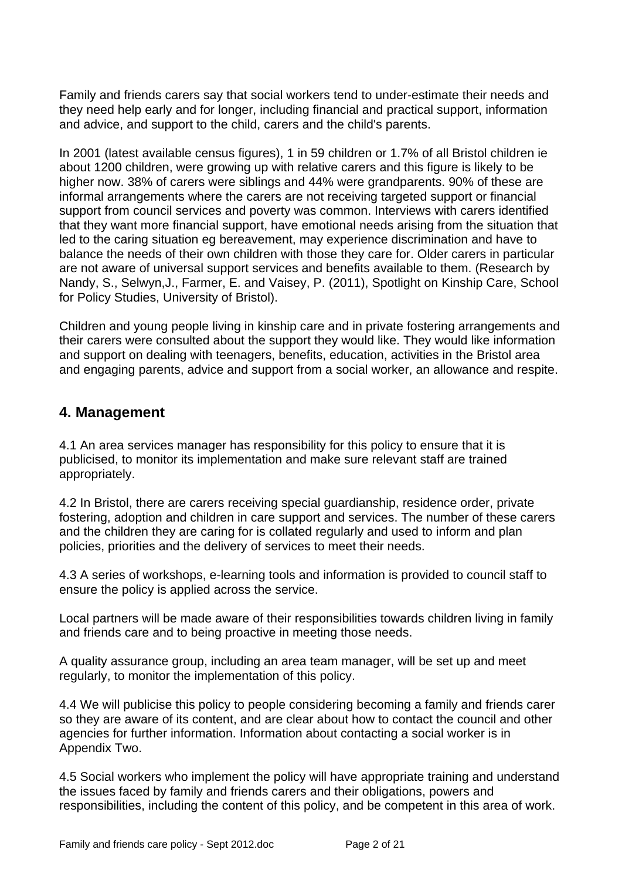Family and friends carers say that social workers tend to under-estimate their needs and they need help early and for longer, including financial and practical support, information and advice, and support to the child, carers and the child's parents.

In 2001 (latest available census figures), 1 in 59 children or 1.7% of all Bristol children ie about 1200 children, were growing up with relative carers and this figure is likely to be higher now. 38% of carers were siblings and 44% were grandparents. 90% of these are informal arrangements where the carers are not receiving targeted support or financial support from council services and poverty was common. Interviews with carers identified that they want more financial support, have emotional needs arising from the situation that led to the caring situation eg bereavement, may experience discrimination and have to balance the needs of their own children with those they care for. Older carers in particular are not aware of universal support services and benefits available to them. (Research by Nandy, S., Selwyn,J., Farmer, E. and Vaisey, P. (2011), Spotlight on Kinship Care, School for Policy Studies, University of Bristol).

Children and young people living in kinship care and in private fostering arrangements and their carers were consulted about the support they would like. They would like information and support on dealing with teenagers, benefits, education, activities in the Bristol area and engaging parents, advice and support from a social worker, an allowance and respite.

## 4. Management

4.1 An area services manager has responsibility for this policy to ensure that it is publicised, to monitor its implementation and make sure relevant staff are trained appropriately.

4.2 In Bristol, there are carers receiving special guardianship, residence order, private fostering, adoption and children in care support and services. The number of these carers and the children they are caring for is collated regularly and used to inform and plan policies, priorities and the delivery of services to meet their needs.

4.3 A series of workshops, e-learning tools and information is provided to council staff to ensure the policy is applied across the service.

Local partners will be made aware of their responsibilities towards children living in family and friends care and to being proactive in meeting those needs.

A quality assurance group, including an area team manager, will be set up and meet regularly, to monitor the implementation of this policy.

4.4 We will publicise this policy to people considering becoming a family and friends carer so they are aware of its content, and are clear about how to contact the council and other agencies for further information. Information about contacting a social worker is in Appendix Two.

4.5 Social workers who implement the policy will have appropriate training and understand the issues faced by family and friends carers and their obligations, powers and responsibilities, including the content of this policy, and be competent in this area of work.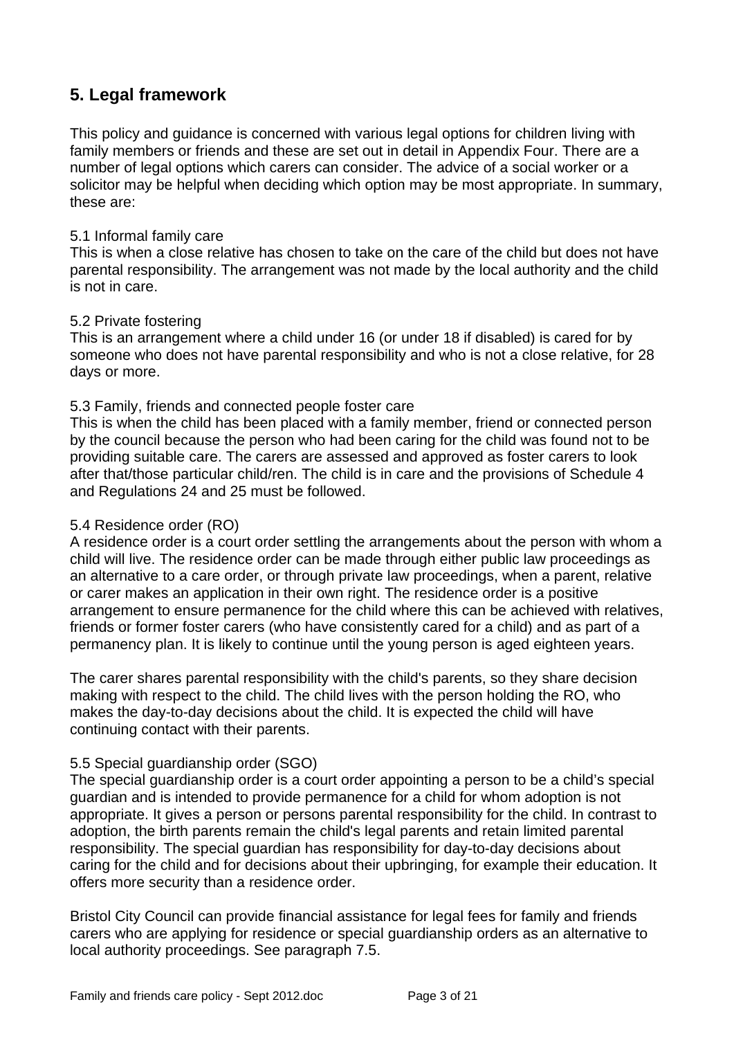## 5. Legal framework

This policy and guidance is concerned with various legal options for children living with family members or friends and these are set out in detail in Appendix Four. There are a number of legal options which carers can consider. The advice of a social worker or a solicitor may be helpful when deciding which option may be most appropriate. In summary, these are:

5.1 Informal family care
This is when a close relative has chosen to take on the care of the child but does not have parental responsibility. The arrangement was not made by the local authority and the child is not in care.

5.2 Private fostering
This is an arrangement where a child under 16 (or under 18 if disabled) is cared for by someone who does not have parental responsibility and who is not a close relative, for 28 days or more.

5.3 Family, friends and connected people foster care
This is when the child has been placed with a family member, friend or connected person by the council because the person who had been caring for the child was found not to be providing suitable care. The carers are assessed and approved as foster carers to look after that/those particular child/ren. The child is in care and the provisions of Schedule 4 and Regulations 24 and 25 must be followed.

5.4 Residence order (RO)
A residence order is a court order settling the arrangements about the person with whom a child will live. The residence order can be made through either public law proceedings as an alternative to a care order, or through private law proceedings, when a parent, relative or carer makes an application in their own right. The residence order is a positive arrangement to ensure permanence for the child where this can be achieved with relatives, friends or former foster carers (who have consistently cared for a child) and as part of a permanency plan. It is likely to continue until the young person is aged eighteen years.

The carer shares parental responsibility with the child's parents, so they share decision making with respect to the child. The child lives with the person holding the RO, who makes the day-to-day decisions about the child. It is expected the child will have continuing contact with their parents.

5.5 Special guardianship order (SGO)
The special guardianship order is a court order appointing a person to be a child's special guardian and is intended to provide permanence for a child for whom adoption is not appropriate. It gives a person or persons parental responsibility for the child. In contrast to adoption, the birth parents remain the child's legal parents and retain limited parental responsibility. The special guardian has responsibility for day-to-day decisions about caring for the child and for decisions about their upbringing, for example their education. It offers more security than a residence order.

Bristol City Council can provide financial assistance for legal fees for family and friends carers who are applying for residence or special guardianship orders as an alternative to local authority proceedings. See paragraph 7.5.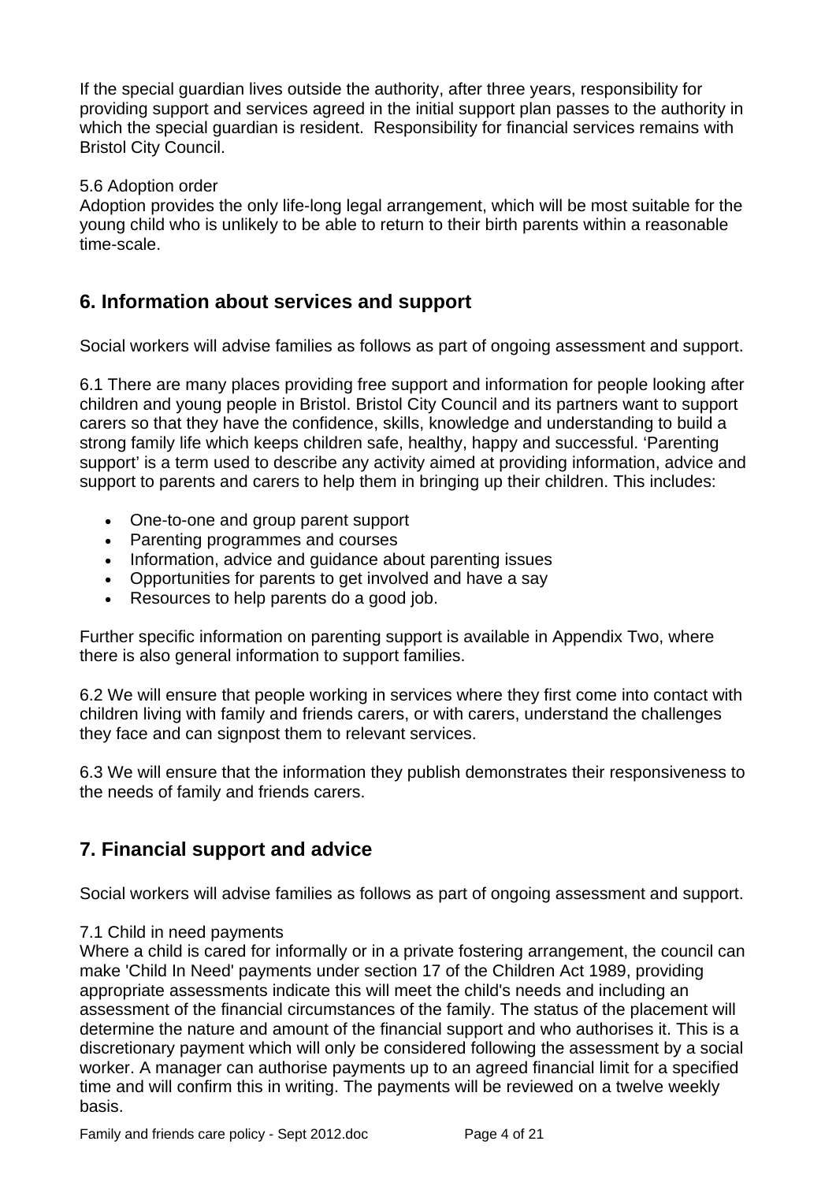If the special guardian lives outside the authority, after three years, responsibility for providing support and services agreed in the initial support plan passes to the authority in which the special guardian is resident. Responsibility for financial services remains with Bristol City Council.

5.6 Adoption order
Adoption provides the only life-long legal arrangement, which will be most suitable for the young child who is unlikely to be able to return to their birth parents within a reasonable time-scale.

## 6. Information about services and support

Social workers will advise families as follows as part of ongoing assessment and support.

6.1 There are many places providing free support and information for people looking after children and young people in Bristol. Bristol City Council and its partners want to support carers so that they have the confidence, skills, knowledge and understanding to build a strong family life which keeps children safe, healthy, happy and successful. 'Parenting support' is a term used to describe any activity aimed at providing information, advice and support to parents and carers to help them in bringing up their children. This includes:

- One-to-one and group parent support
- Parenting programmes and courses
- Information, advice and guidance about parenting issues
- Opportunities for parents to get involved and have a say
- Resources to help parents do a good job.

Further specific information on parenting support is available in Appendix Two, where there is also general information to support families.

6.2 We will ensure that people working in services where they first come into contact with children living with family and friends carers, or with carers, understand the challenges they face and can signpost them to relevant services.

6.3 We will ensure that the information they publish demonstrates their responsiveness to the needs of family and friends carers.

## 7. Financial support and advice

Social workers will advise families as follows as part of ongoing assessment and support.

7.1 Child in need payments
Where a child is cared for informally or in a private fostering arrangement, the council can make 'Child In Need' payments under section 17 of the Children Act 1989, providing appropriate assessments indicate this will meet the child's needs and including an assessment of the financial circumstances of the family. The status of the placement will determine the nature and amount of the financial support and who authorises it. This is a discretionary payment which will only be considered following the assessment by a social worker. A manager can authorise payments up to an agreed financial limit for a specified time and will confirm this in writing. The payments will be reviewed on a twelve weekly basis.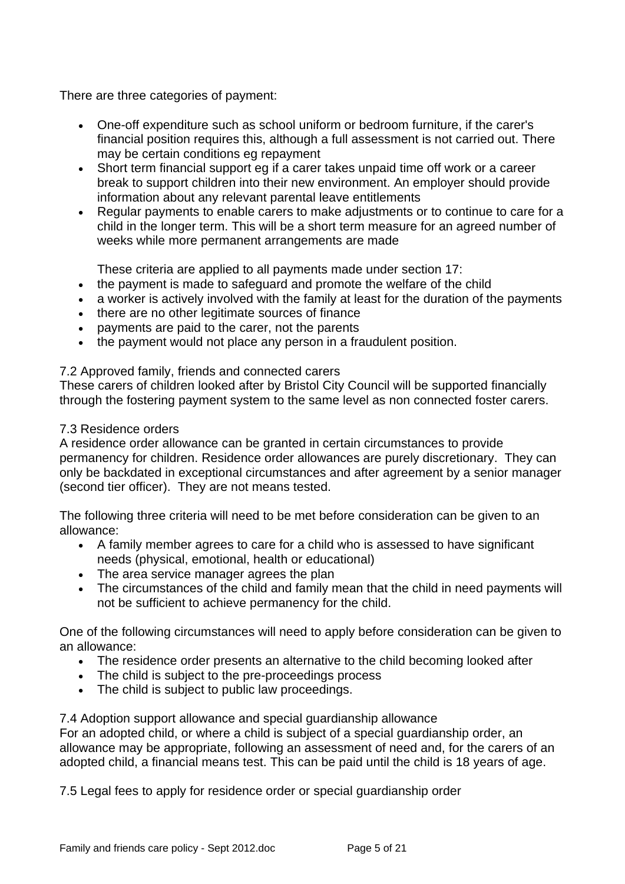There are three categories of payment:

- One-off expenditure such as school uniform or bedroom furniture, if the carer's financial position requires this, although a full assessment is not carried out. There may be certain conditions eg repayment
- Short term financial support eg if a carer takes unpaid time off work or a career break to support children into their new environment. An employer should provide information about any relevant parental leave entitlements
- Regular payments to enable carers to make adjustments or to continue to care for a child in the longer term. This will be a short term measure for an agreed number of weeks while more permanent arrangements are made

  These criteria are applied to all payments made under section 17:
- the payment is made to safeguard and promote the welfare of the child
- a worker is actively involved with the family at least for the duration of the payments
- there are no other legitimate sources of finance
- payments are paid to the carer, not the parents
- the payment would not place any person in a fraudulent position.

7.2 Approved family, friends and connected carers
These carers of children looked after by Bristol City Council will be supported financially through the fostering payment system to the same level as non connected foster carers.

7.3 Residence orders
A residence order allowance can be granted in certain circumstances to provide permanency for children. Residence order allowances are purely discretionary. They can only be backdated in exceptional circumstances and after agreement by a senior manager (second tier officer). They are not means tested.

The following three criteria will need to be met before consideration can be given to an allowance:

- A family member agrees to care for a child who is assessed to have significant needs (physical, emotional, health or educational)
- The area service manager agrees the plan
- The circumstances of the child and family mean that the child in need payments will not be sufficient to achieve permanency for the child.

One of the following circumstances will need to apply before consideration can be given to an allowance:

- The residence order presents an alternative to the child becoming looked after
- The child is subject to the pre-proceedings process
- The child is subject to public law proceedings.

7.4 Adoption support allowance and special guardianship allowance
For an adopted child, or where a child is subject of a special guardianship order, an allowance may be appropriate, following an assessment of need and, for the carers of an adopted child, a financial means test. This can be paid until the child is 18 years of age.

7.5 Legal fees to apply for residence order or special guardianship order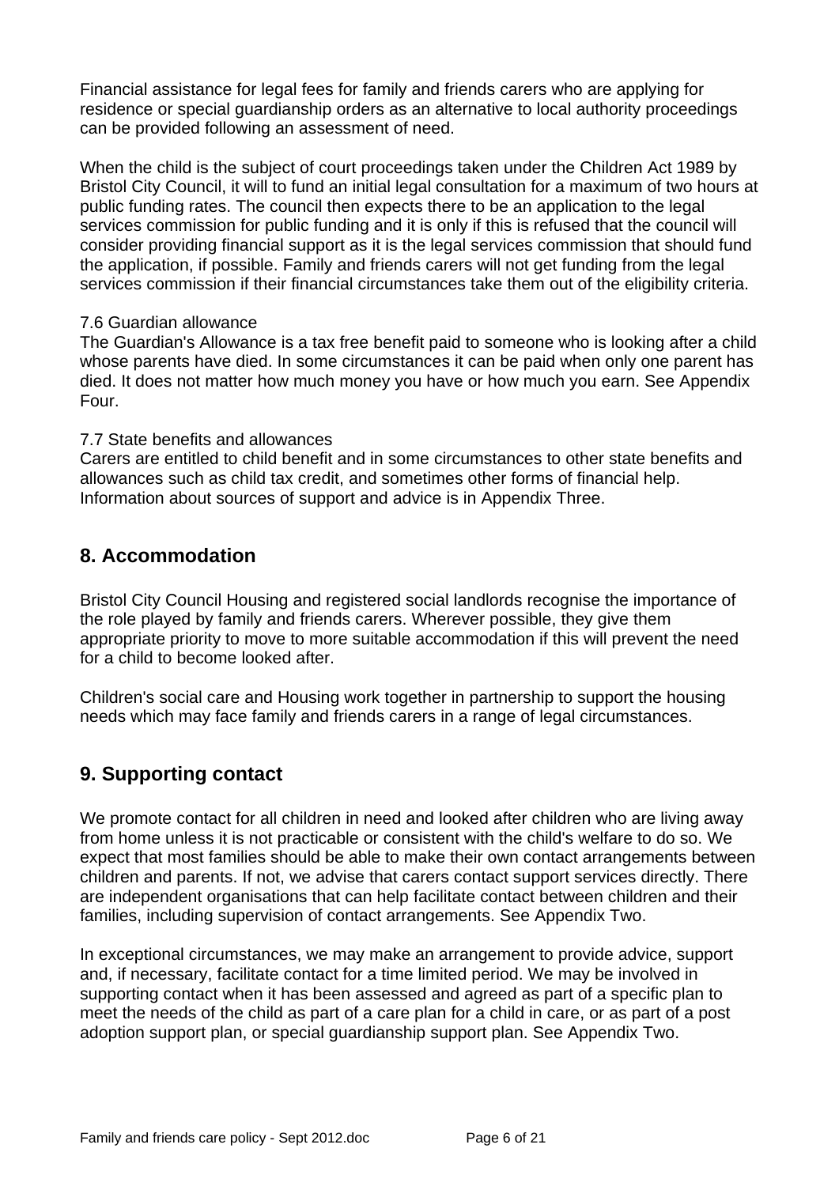Financial assistance for legal fees for family and friends carers who are applying for residence or special guardianship orders as an alternative to local authority proceedings can be provided following an assessment of need.

When the child is the subject of court proceedings taken under the Children Act 1989 by Bristol City Council, it will to fund an initial legal consultation for a maximum of two hours at public funding rates. The council then expects there to be an application to the legal services commission for public funding and it is only if this is refused that the council will consider providing financial support as it is the legal services commission that should fund the application, if possible. Family and friends carers will not get funding from the legal services commission if their financial circumstances take them out of the eligibility criteria.

7.6 Guardian allowance
The Guardian's Allowance is a tax free benefit paid to someone who is looking after a child whose parents have died. In some circumstances it can be paid when only one parent has died. It does not matter how much money you have or how much you earn. See Appendix Four.

7.7 State benefits and allowances
Carers are entitled to child benefit and in some circumstances to other state benefits and allowances such as child tax credit, and sometimes other forms of financial help. Information about sources of support and advice is in Appendix Three.

## 8. Accommodation

Bristol City Council Housing and registered social landlords recognise the importance of the role played by family and friends carers. Wherever possible, they give them appropriate priority to move to more suitable accommodation if this will prevent the need for a child to become looked after.

Children's social care and Housing work together in partnership to support the housing needs which may face family and friends carers in a range of legal circumstances.

## 9. Supporting contact

We promote contact for all children in need and looked after children who are living away from home unless it is not practicable or consistent with the child's welfare to do so. We expect that most families should be able to make their own contact arrangements between children and parents. If not, we advise that carers contact support services directly. There are independent organisations that can help facilitate contact between children and their families, including supervision of contact arrangements. See Appendix Two.

In exceptional circumstances, we may make an arrangement to provide advice, support and, if necessary, facilitate contact for a time limited period. We may be involved in supporting contact when it has been assessed and agreed as part of a specific plan to meet the needs of the child as part of a care plan for a child in care, or as part of a post adoption support plan, or special guardianship support plan. See Appendix Two.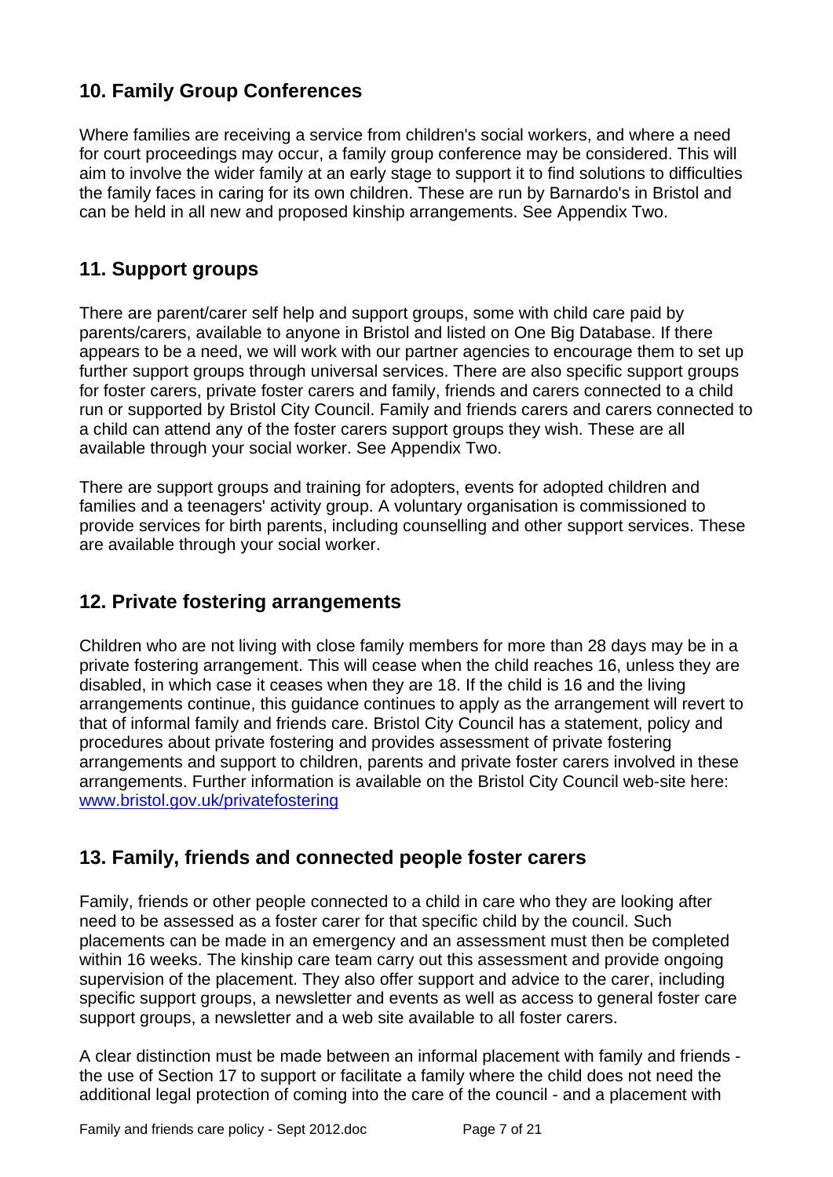## 10. Family Group Conferences

Where families are receiving a service from children's social workers, and where a need for court proceedings may occur, a family group conference may be considered. This will aim to involve the wider family at an early stage to support it to find solutions to difficulties the family faces in caring for its own children. These are run by Barnardo's in Bristol and can be held in all new and proposed kinship arrangements. See Appendix Two.

## 11. Support groups

There are parent/carer self help and support groups, some with child care paid by parents/carers, available to anyone in Bristol and listed on One Big Database. If there appears to be a need, we will work with our partner agencies to encourage them to set up further support groups through universal services. There are also specific support groups for foster carers, private foster carers and family, friends and carers connected to a child run or supported by Bristol City Council. Family and friends carers and carers connected to a child can attend any of the foster carers support groups they wish. These are all available through your social worker. See Appendix Two.

There are support groups and training for adopters, events for adopted children and families and a teenagers' activity group. A voluntary organisation is commissioned to provide services for birth parents, including counselling and other support services. These are available through your social worker.

## 12. Private fostering arrangements

Children who are not living with close family members for more than 28 days may be in a private fostering arrangement. This will cease when the child reaches 16, unless they are disabled, in which case it ceases when they are 18. If the child is 16 and the living arrangements continue, this guidance continues to apply as the arrangement will revert to that of informal family and friends care. Bristol City Council has a statement, policy and procedures about private fostering and provides assessment of private fostering arrangements and support to children, parents and private foster carers involved in these arrangements. Further information is available on the Bristol City Council web-site here: [www.bristol.gov.uk/privatefostering](http://www.bristol.gov.uk/privatefostering)

## 13. Family, friends and connected people foster carers

Family, friends or other people connected to a child in care who they are looking after need to be assessed as a foster carer for that specific child by the council. Such placements can be made in an emergency and an assessment must then be completed within 16 weeks. The kinship care team carry out this assessment and provide ongoing supervision of the placement. They also offer support and advice to the carer, including specific support groups, a newsletter and events as well as access to general foster care support groups, a newsletter and a web site available to all foster carers.

A clear distinction must be made between an informal placement with family and friends - the use of Section 17 to support or facilitate a family where the child does not need the additional legal protection of coming into the care of the council - and a placement with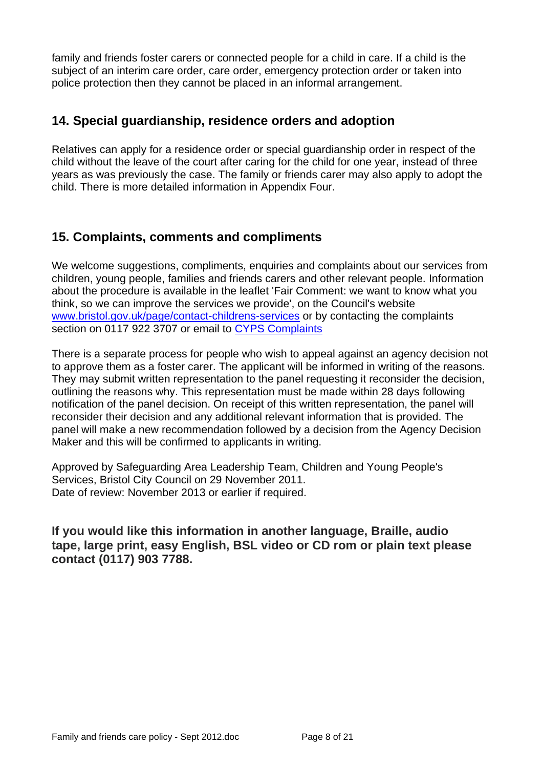family and friends foster carers or connected people for a child in care. If a child is the subject of an interim care order, care order, emergency protection order or taken into police protection then they cannot be placed in an informal arrangement.

## 14. Special guardianship, residence orders and adoption

Relatives can apply for a residence order or special guardianship order in respect of the child without the leave of the court after caring for the child for one year, instead of three years as was previously the case. The family or friends carer may also apply to adopt the child. There is more detailed information in Appendix Four.

## 15. Complaints, comments and compliments

We welcome suggestions, compliments, enquiries and complaints about our services from children, young people, families and friends carers and other relevant people. Information about the procedure is available in the leaflet 'Fair Comment: we want to know what you think, so we can improve the services we provide', on the Council's website [www.bristol.gov.uk/page/contact-childrens-services](www.bristol.gov.uk/page/contact-childrens-services) or by contacting the complaints section on 0117 922 3707 or email to CYPS Complaints

There is a separate process for people who wish to appeal against an agency decision not to approve them as a foster carer. The applicant will be informed in writing of the reasons. They may submit written representation to the panel requesting it reconsider the decision, outlining the reasons why. This representation must be made within 28 days following notification of the panel decision. On receipt of this written representation, the panel will reconsider their decision and any additional relevant information that is provided. The panel will make a new recommendation followed by a decision from the Agency Decision Maker and this will be confirmed to applicants in writing.

Approved by Safeguarding Area Leadership Team, Children and Young People's Services, Bristol City Council on 29 November 2011.
Date of review: November 2013 or earlier if required.

**If you would like this information in another language, Braille, audio tape, large print, easy English, BSL video or CD rom or plain text please contact (0117) 903 7788.**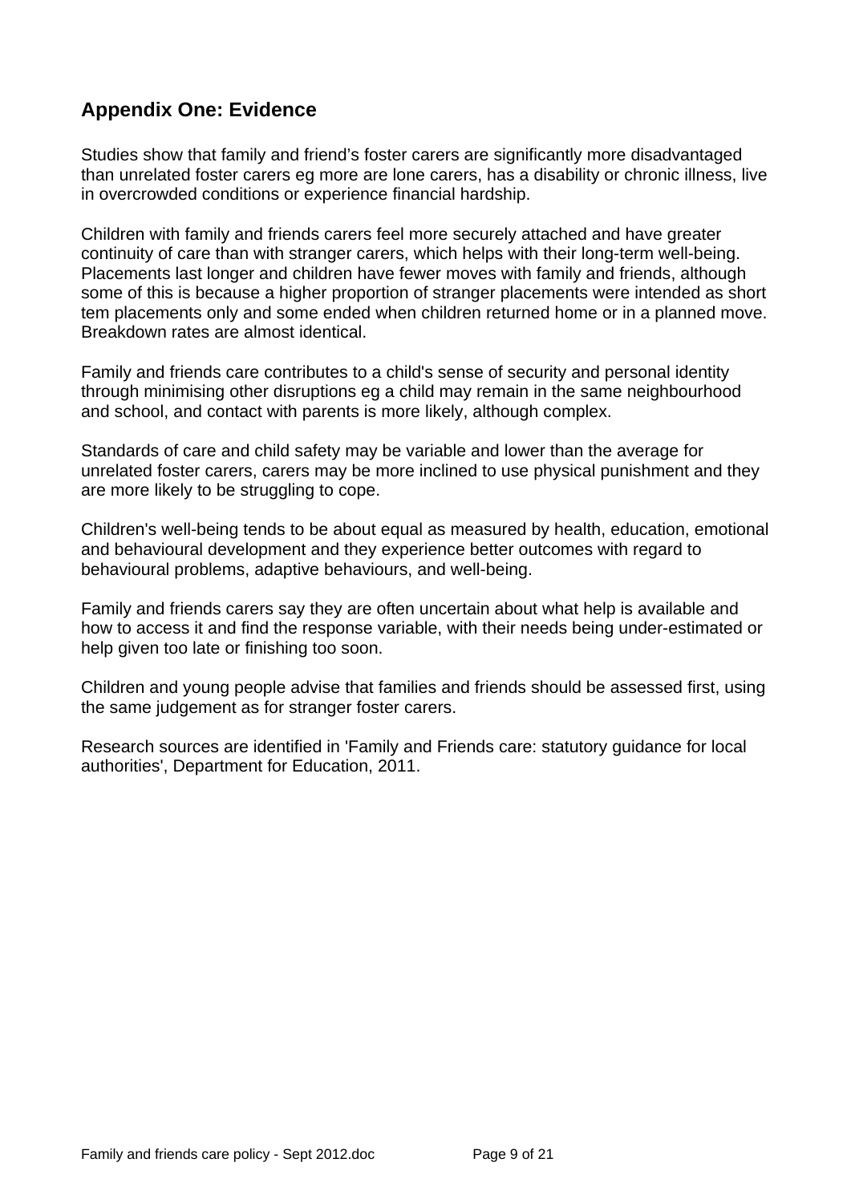## Appendix One: Evidence

Studies show that family and friend's foster carers are significantly more disadvantaged than unrelated foster carers eg more are lone carers, has a disability or chronic illness, live in overcrowded conditions or experience financial hardship.

Children with family and friends carers feel more securely attached and have greater continuity of care than with stranger carers, which helps with their long-term well-being. Placements last longer and children have fewer moves with family and friends, although some of this is because a higher proportion of stranger placements were intended as short tem placements only and some ended when children returned home or in a planned move. Breakdown rates are almost identical.

Family and friends care contributes to a child's sense of security and personal identity through minimising other disruptions eg a child may remain in the same neighbourhood and school, and contact with parents is more likely, although complex.

Standards of care and child safety may be variable and lower than the average for unrelated foster carers, carers may be more inclined to use physical punishment and they are more likely to be struggling to cope.

Children's well-being tends to be about equal as measured by health, education, emotional and behavioural development and they experience better outcomes with regard to behavioural problems, adaptive behaviours, and well-being.

Family and friends carers say they are often uncertain about what help is available and how to access it and find the response variable, with their needs being under-estimated or help given too late or finishing too soon.

Children and young people advise that families and friends should be assessed first, using the same judgement as for stranger foster carers.

Research sources are identified in 'Family and Friends care: statutory guidance for local authorities', Department for Education, 2011.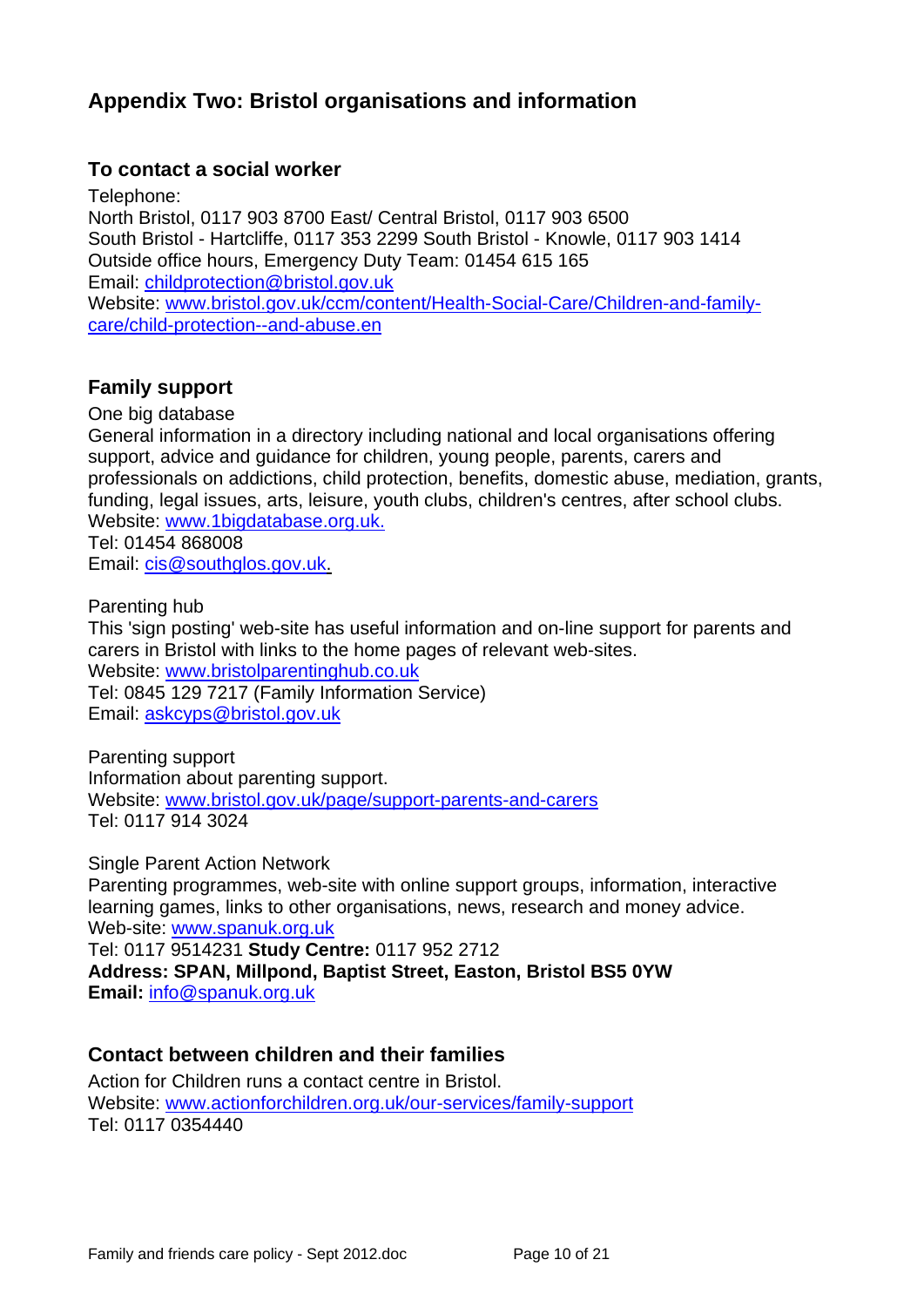## Appendix Two: Bristol organisations and information

### To contact a social worker

Telephone:
North Bristol, 0117 903 8700 East/ Central Bristol, 0117 903 6500
South Bristol - Hartcliffe, 0117 353 2299 South Bristol - Knowle, 0117 903 1414
Outside office hours, Emergency Duty Team: 01454 615 165
Email: childprotection@bristol.gov.uk
Website: www.bristol.gov.uk/ccm/content/Health-Social-Care/Children-and-family-care/child-protection--and-abuse.en

### Family support

One big database
General information in a directory including national and local organisations offering support, advice and guidance for children, young people, parents, carers and professionals on addictions, child protection, benefits, domestic abuse, mediation, grants, funding, legal issues, arts, leisure, youth clubs, children's centres, after school clubs.
Website: www.1bigdatabase.org.uk.
Tel: 01454 868008
Email: cis@southglos.gov.uk.

Parenting hub
This 'sign posting' web-site has useful information and on-line support for parents and carers in Bristol with links to the home pages of relevant web-sites.
Website: www.bristolparentinghub.co.uk
Tel: 0845 129 7217 (Family Information Service)
Email: askcyps@bristol.gov.uk

Parenting support
Information about parenting support.
Website: www.bristol.gov.uk/page/support-parents-and-carers
Tel: 0117 914 3024

Single Parent Action Network
Parenting programmes, web-site with online support groups, information, interactive learning games, links to other organisations, news, research and money advice.
Web-site: www.spanuk.org.uk
Tel: 0117 9514231 **Study Centre:** 0117 952 2712
**Address: SPAN, Millpond, Baptist Street, Easton, Bristol BS5 0YW**
**Email:** info@spanuk.org.uk

### Contact between children and their families

Action for Children runs a contact centre in Bristol.
Website: www.actionforchildren.org.uk/our-services/family-support
Tel: 0117 0354440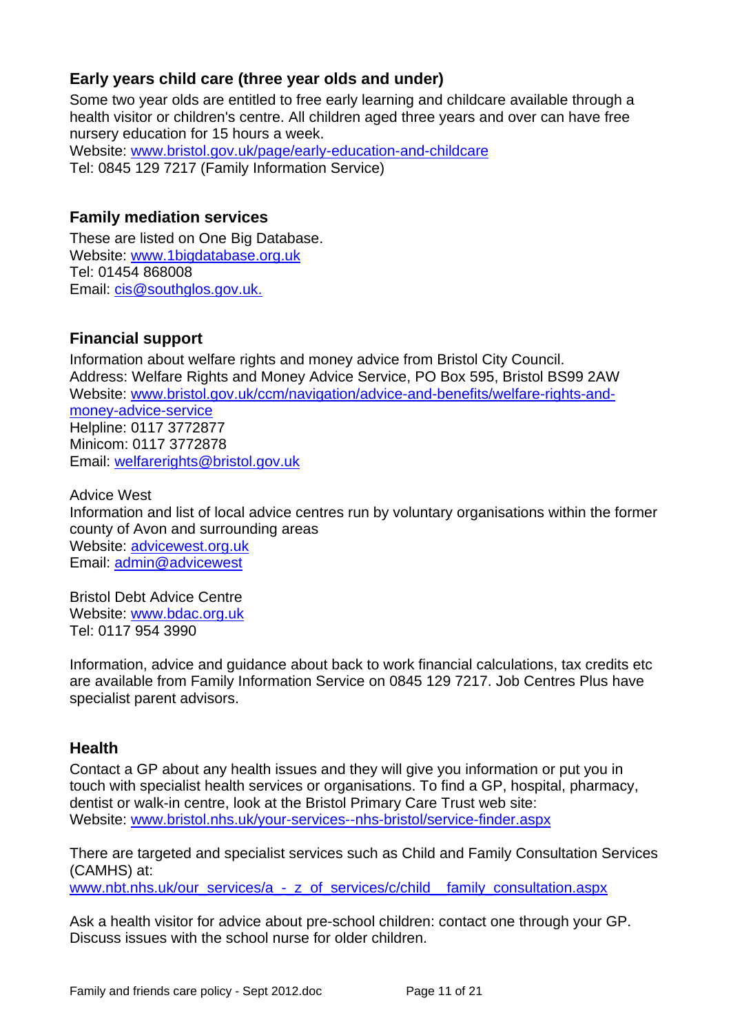## Early years child care (three year olds and under)

Some two year olds are entitled to free early learning and childcare available through a health visitor or children's centre. All children aged three years and over can have free nursery education for 15 hours a week.
Website: www.bristol.gov.uk/page/early-education-and-childcare
Tel: 0845 129 7217 (Family Information Service)

## Family mediation services

These are listed on One Big Database.
Website: www.1bigdatabase.org.uk
Tel: 01454 868008
Email: cis@southglos.gov.uk.

## Financial support

Information about welfare rights and money advice from Bristol City Council.
Address: Welfare Rights and Money Advice Service, PO Box 595, Bristol BS99 2AW
Website: www.bristol.gov.uk/ccm/navigation/advice-and-benefits/welfare-rights-and-money-advice-service
Helpline: 0117 3772877
Minicom: 0117 3772878
Email: welfarerights@bristol.gov.uk

Advice West
Information and list of local advice centres run by voluntary organisations within the former county of Avon and surrounding areas
Website: advicewest.org.uk
Email: admin@advicewest

Bristol Debt Advice Centre
Website: www.bdac.org.uk
Tel: 0117 954 3990

Information, advice and guidance about back to work financial calculations, tax credits etc are available from Family Information Service on 0845 129 7217. Job Centres Plus have specialist parent advisors.

## Health

Contact a GP about any health issues and they will give you information or put you in touch with specialist health services or organisations. To find a GP, hospital, pharmacy, dentist or walk-in centre, look at the Bristol Primary Care Trust web site:
Website: www.bristol.nhs.uk/your-services--nhs-bristol/service-finder.aspx

There are targeted and specialist services such as Child and Family Consultation Services (CAMHS) at:
www.nbt.nhs.uk/our_services/a_-_z_of_services/c/child__family_consultation.aspx

Ask a health visitor for advice about pre-school children: contact one through your GP. Discuss issues with the school nurse for older children.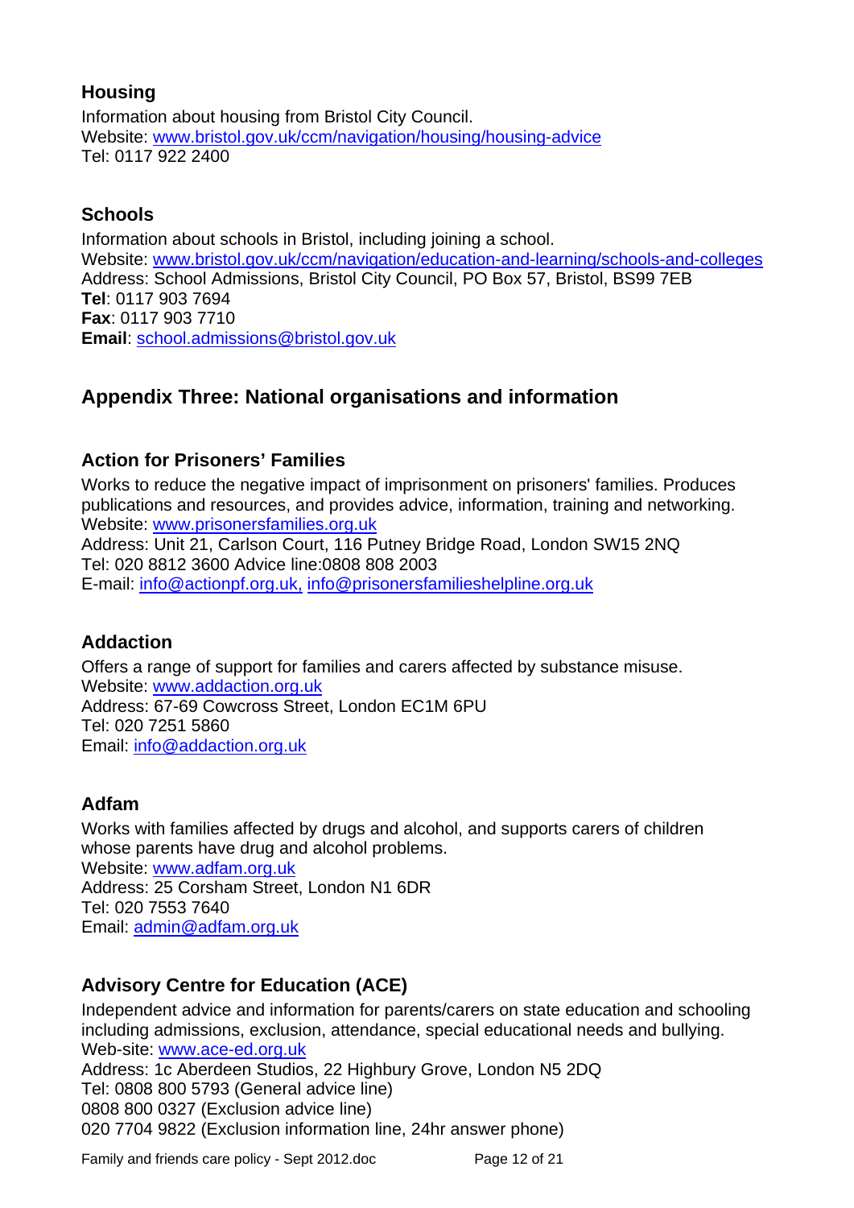### Housing

Information about housing from Bristol City Council.
Website: www.bristol.gov.uk/ccm/navigation/housing/housing-advice
Tel: 0117 922 2400

### Schools

Information about schools in Bristol, including joining a school.
Website: www.bristol.gov.uk/ccm/navigation/education-and-learning/schools-and-colleges
Address: School Admissions, Bristol City Council, PO Box 57, Bristol, BS99 7EB
**Tel**: 0117 903 7694
**Fax**: 0117 903 7710
**Email**: school.admissions@bristol.gov.uk

## Appendix Three: National organisations and information

### Action for Prisoners' Families

Works to reduce the negative impact of imprisonment on prisoners' families. Produces publications and resources, and provides advice, information, training and networking.
Website: www.prisonersfamilies.org.uk
Address: Unit 21, Carlson Court, 116 Putney Bridge Road, London SW15 2NQ
Tel: 020 8812 3600 Advice line:0808 808 2003
E-mail: info@actionpf.org.uk, info@prisonersfamilieshelpline.org.uk

### Addaction

Offers a range of support for families and carers affected by substance misuse.
Website: www.addaction.org.uk
Address: 67-69 Cowcross Street, London EC1M 6PU
Tel: 020 7251 5860
Email: info@addaction.org.uk

### Adfam

Works with families affected by drugs and alcohol, and supports carers of children whose parents have drug and alcohol problems.
Website: www.adfam.org.uk
Address: 25 Corsham Street, London N1 6DR
Tel: 020 7553 7640
Email: admin@adfam.org.uk

### Advisory Centre for Education (ACE)

Independent advice and information for parents/carers on state education and schooling including admissions, exclusion, attendance, special educational needs and bullying.
Web-site: www.ace-ed.org.uk
Address: 1c Aberdeen Studios, 22 Highbury Grove, London N5 2DQ
Tel: 0808 800 5793 (General advice line)
0808 800 0327 (Exclusion advice line)
020 7704 9822 (Exclusion information line, 24hr answer phone)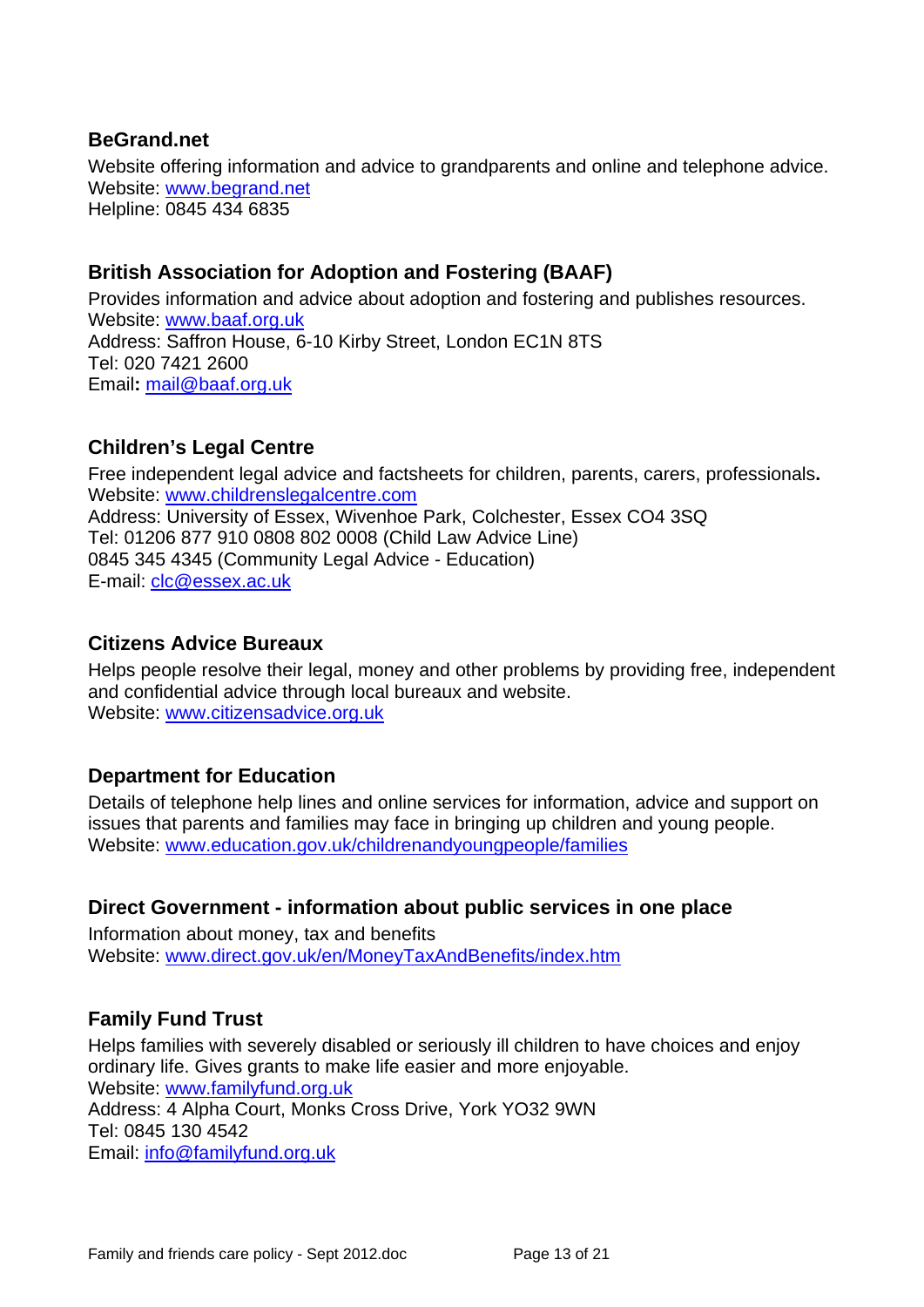## BeGrand.net

Website offering information and advice to grandparents and online and telephone advice.
Website: www.begrand.net
Helpline: 0845 434 6835

## British Association for Adoption and Fostering (BAAF)

Provides information and advice about adoption and fostering and publishes resources.
Website: www.baaf.org.uk
Address: Saffron House, 6-10 Kirby Street, London EC1N 8TS
Tel: 020 7421 2600
Email**:** mail@baaf.org.uk

## Children's Legal Centre

Free independent legal advice and factsheets for children, parents, carers, professionals**.**
Website: www.childrenslegalcentre.com
Address: University of Essex, Wivenhoe Park, Colchester, Essex CO4 3SQ
Tel: 01206 877 910 0808 802 0008 (Child Law Advice Line)
0845 345 4345 (Community Legal Advice - Education)
E-mail: clc@essex.ac.uk

## Citizens Advice Bureaux

Helps people resolve their legal, money and other problems by providing free, independent and confidential advice through local bureaux and website.
Website: www.citizensadvice.org.uk

## Department for Education

Details of telephone help lines and online services for information, advice and support on issues that parents and families may face in bringing up children and young people.
Website: www.education.gov.uk/childrenandyoungpeople/families

## Direct Government - information about public services in one place

Information about money, tax and benefits
Website: www.direct.gov.uk/en/MoneyTaxAndBenefits/index.htm

## Family Fund Trust

Helps families with severely disabled or seriously ill children to have choices and enjoy ordinary life. Gives grants to make life easier and more enjoyable.
Website: www.familyfund.org.uk
Address: 4 Alpha Court, Monks Cross Drive, York YO32 9WN
Tel: 0845 130 4542
Email: info@familyfund.org.uk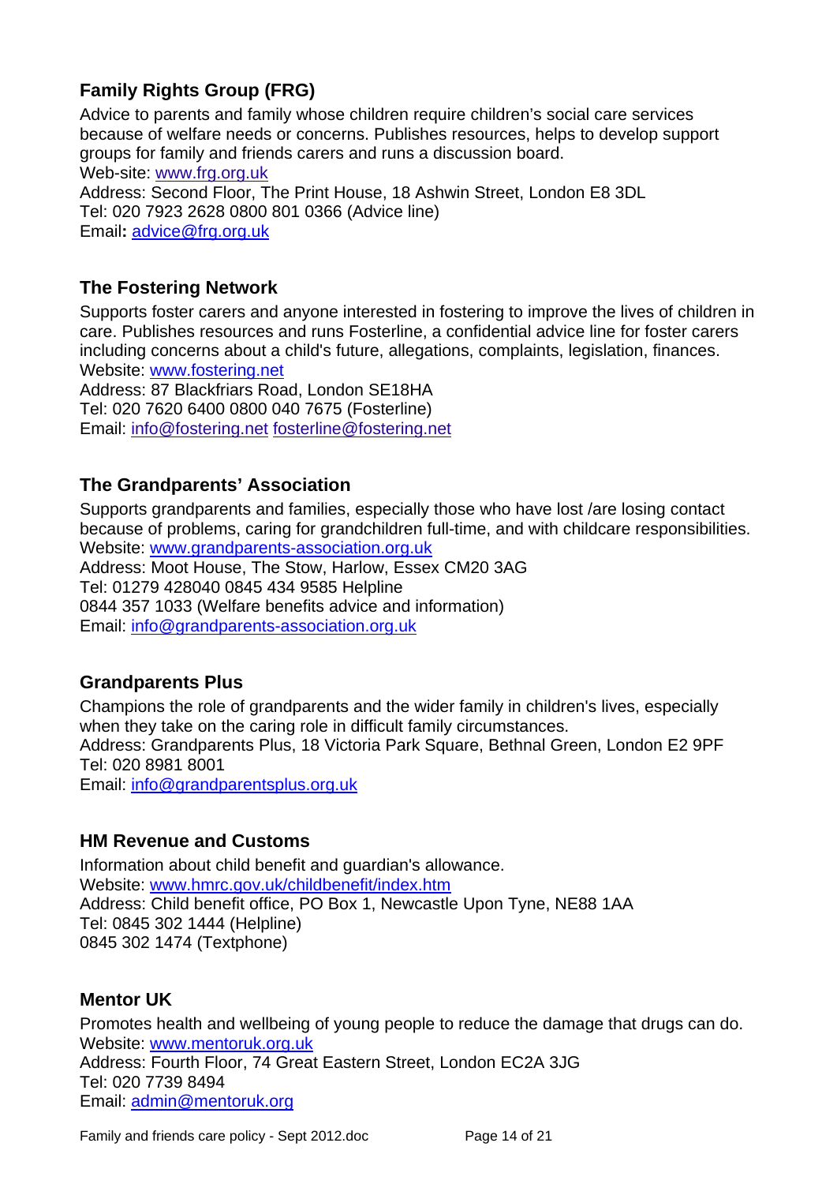### Family Rights Group (FRG)

Advice to parents and family whose children require children's social care services because of welfare needs or concerns. Publishes resources, helps to develop support groups for family and friends carers and runs a discussion board.
Web-site: www.frg.org.uk
Address: Second Floor, The Print House, 18 Ashwin Street, London E8 3DL
Tel: 020 7923 2628 0800 801 0366 (Advice line)
Email**:** advice@frg.org.uk

### The Fostering Network

Supports foster carers and anyone interested in fostering to improve the lives of children in care. Publishes resources and runs Fosterline, a confidential advice line for foster carers including concerns about a child's future, allegations, complaints, legislation, finances.
Website: www.fostering.net
Address: 87 Blackfriars Road, London SE18HA
Tel: 020 7620 6400 0800 040 7675 (Fosterline)
Email: info@fostering.net fosterline@fostering.net

### The Grandparents' Association

Supports grandparents and families, especially those who have lost /are losing contact because of problems, caring for grandchildren full-time, and with childcare responsibilities.
Website: www.grandparents-association.org.uk
Address: Moot House, The Stow, Harlow, Essex CM20 3AG
Tel: 01279 428040 0845 434 9585 Helpline
0844 357 1033 (Welfare benefits advice and information)
Email: info@grandparents-association.org.uk

### Grandparents Plus

Champions the role of grandparents and the wider family in children's lives, especially when they take on the caring role in difficult family circumstances.
Address: Grandparents Plus, 18 Victoria Park Square, Bethnal Green, London E2 9PF
Tel: 020 8981 8001
Email: info@grandparentsplus.org.uk

### HM Revenue and Customs

Information about child benefit and guardian's allowance.
Website: www.hmrc.gov.uk/childbenefit/index.htm
Address: Child benefit office, PO Box 1, Newcastle Upon Tyne, NE88 1AA
Tel: 0845 302 1444 (Helpline)
0845 302 1474 (Textphone)

### Mentor UK

Promotes health and wellbeing of young people to reduce the damage that drugs can do.
Website: www.mentoruk.org.uk
Address: Fourth Floor, 74 Great Eastern Street, London EC2A 3JG
Tel: 020 7739 8494
Email: admin@mentoruk.org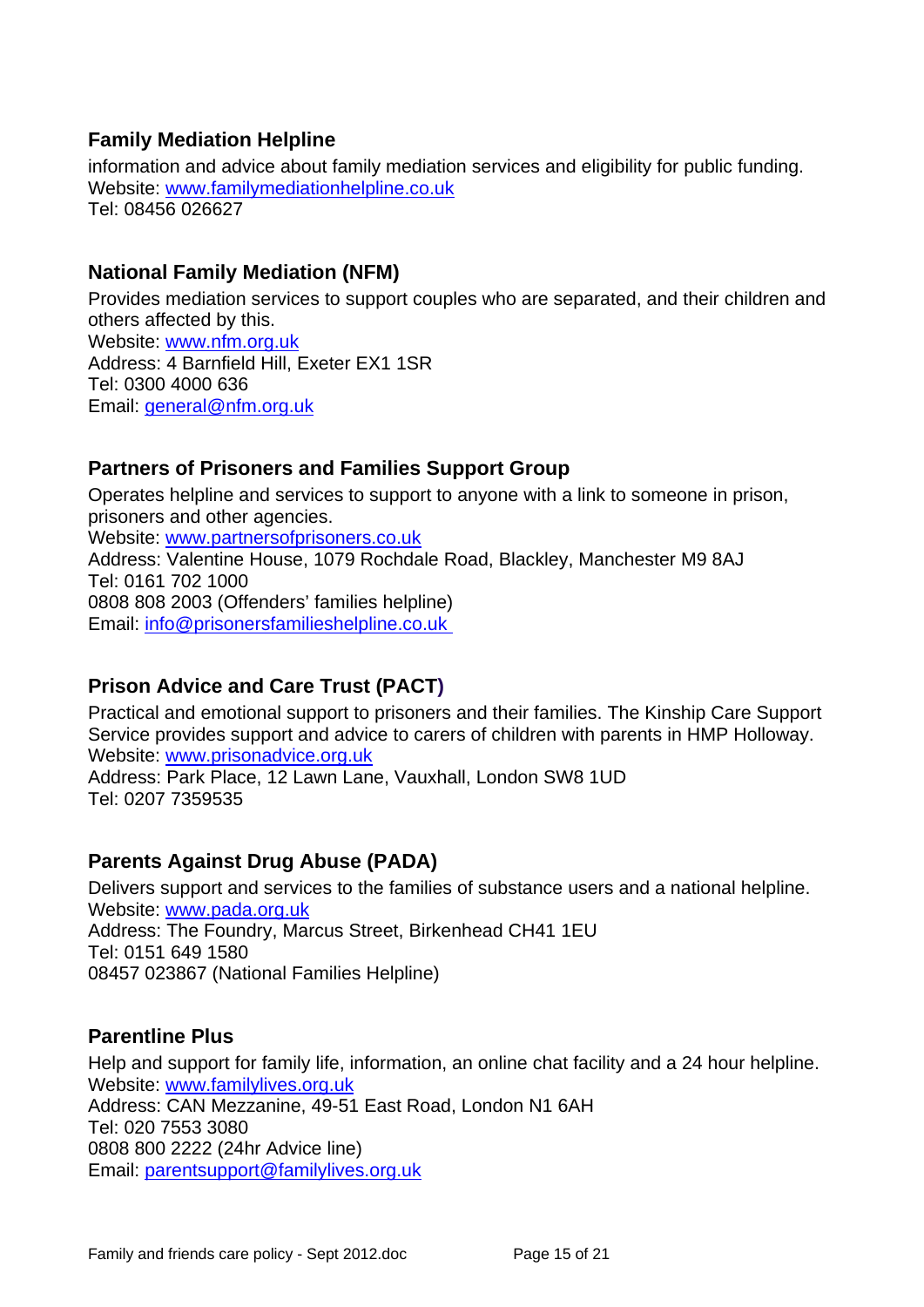### Family Mediation Helpline

information and advice about family mediation services and eligibility for public funding.
Website: [www.familymediationhelpline.co.uk](www.familymediationhelpline.co.uk)
Tel: 08456 026627

### National Family Mediation (NFM)

Provides mediation services to support couples who are separated, and their children and others affected by this.
Website: [www.nfm.org.uk](www.nfm.org.uk)
Address: 4 Barnfield Hill, Exeter EX1 1SR
Tel: 0300 4000 636
Email: [general@nfm.org.uk](mailto:general@nfm.org.uk)

### Partners of Prisoners and Families Support Group

Operates helpline and services to support to anyone with a link to someone in prison, prisoners and other agencies.
Website: [www.partnersofprisoners.co.uk](www.partnersofprisoners.co.uk)
Address: Valentine House, 1079 Rochdale Road, Blackley, Manchester M9 8AJ
Tel: 0161 702 1000
0808 808 2003 (Offenders' families helpline)
Email: [info@prisonersfamilieshelpline.co.uk](mailto:info@prisonersfamilieshelpline.co.uk)

### Prison Advice and Care Trust (PACT)

Practical and emotional support to prisoners and their families. The Kinship Care Support Service provides support and advice to carers of children with parents in HMP Holloway.
Website: [www.prisonadvice.org.uk](www.prisonadvice.org.uk)
Address: Park Place, 12 Lawn Lane, Vauxhall, London SW8 1UD
Tel: 0207 7359535

### Parents Against Drug Abuse (PADA)

Delivers support and services to the families of substance users and a national helpline.
Website: [www.pada.org.uk](www.pada.org.uk)
Address: The Foundry, Marcus Street, Birkenhead CH41 1EU
Tel: 0151 649 1580
08457 023867 (National Families Helpline)

### Parentline Plus

Help and support for family life, information, an online chat facility and a 24 hour helpline.
Website: [www.familylives.org.uk](www.familylives.org.uk)
Address: CAN Mezzanine, 49-51 East Road, London N1 6AH
Tel: 020 7553 3080
0808 800 2222 (24hr Advice line)
Email: [parentsupport@familylives.org.uk](mailto:parentsupport@familylives.org.uk)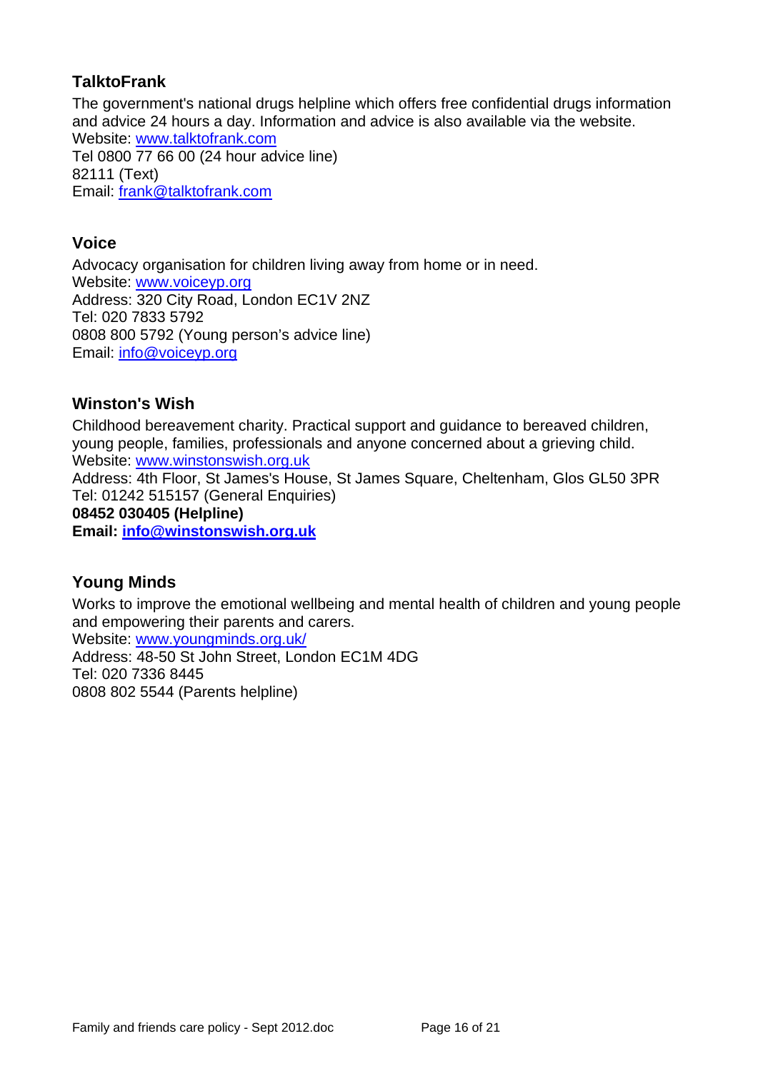### TalktoFrank

The government's national drugs helpline which offers free confidential drugs information and advice 24 hours a day. Information and advice is also available via the website.
Website: www.talktofrank.com
Tel 0800 77 66 00 (24 hour advice line)
82111 (Text)
Email: frank@talktofrank.com

### Voice

Advocacy organisation for children living away from home or in need.
Website: www.voiceyp.org
Address: 320 City Road, London EC1V 2NZ
Tel: 020 7833 5792
0808 800 5792 (Young person's advice line)
Email: info@voiceyp.org

### Winston's Wish

Childhood bereavement charity. Practical support and guidance to bereaved children, young people, families, professionals and anyone concerned about a grieving child.
Website: www.winstonswish.org.uk
Address: 4th Floor, St James's House, St James Square, Cheltenham, Glos GL50 3PR
Tel: 01242 515157 (General Enquiries)
**08452 030405 (Helpline)**
**Email: info@winstonswish.org.uk**

### Young Minds

Works to improve the emotional wellbeing and mental health of children and young people and empowering their parents and carers.
Website: www.youngminds.org.uk/
Address: 48-50 St John Street, London EC1M 4DG
Tel: 020 7336 8445
0808 802 5544 (Parents helpline)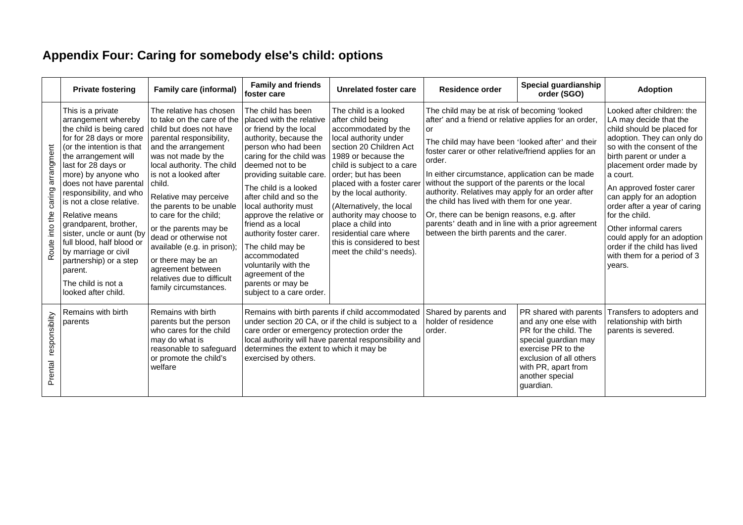# Appendix Four: Caring for somebody else's child: options

| | Private fostering | Family care (informal) | Family and friends foster care | Unrelated foster care | Residence order | Special guardianship order (SGO) | Adoption |
|---|---|---|---|---|---|---|---|
| Route into the caring arrangment | This is a private arrangement whereby the child is being cared for for 28 days or more (or the intention is that the arrangement will last for 28 days or more) by anyone who does not have parental responsibility, and who is not a close relative.<br><br>Relative means grandparent, brother, sister, uncle or aunt (by full blood, half blood or by marriage or civil partnership) or a step parent.<br><br>The child is not a looked after child. | The relative has chosen to take on the care of the child but does not have parental responsibility, and the arrangement was not made by the local authority. The child is not a looked after child.<br><br>Relative may perceive the parents to be unable to care for the child;<br><br>or the parents may be dead or otherwise not available (e.g. in prison);<br><br>or there may be an agreement between relatives due to difficult family circumstances. | The child has been placed with the relative or friend by the local authority, because the person who had been caring for the child was deemed not to be providing suitable care.<br><br>The child is a looked after child and so the local authority must approve the relative or friend as a local authority foster carer.<br><br>The child may be accommodated voluntarily with the agreement of the parents or may be subject to a care order. | The child is a looked after child being accommodated by the local authority under section 20 Children Act 1989 or because the child is subject to a care order; but has been placed with a foster carer by the local authority.<br><br>(Alternatively, the local authority may choose to place a child into residential care where this is considered to best meet the child's needs). | The child may be at risk of becoming 'looked after' and a friend or relative applies for an order, or<br><br>The child may have been 'looked after' and their foster carer or other relative/friend applies for an order.<br><br>In either circumstance, application can be made without the support of the parents or the local authority. Relatives may apply for an order after the child has lived with them for one year.<br><br>Or, there can be benign reasons, e.g. after parents' death and in line with a prior agreement between the birth parents and the carer. | | Looked after children: the LA may decide that the child should be placed for adoption. They can only do so with the consent of the birth parent or under a placement order made by a court.<br><br>An approved foster carer can apply for an adoption order after a year of caring for the child.<br><br>Other informal carers could apply for an adoption order if the child has lived with them for a period of 3 years. |
| Prental responsibility | Remains with birth parents | Remains with birth parents but the person who cares for the child may do what is reasonable to safeguard or promote the child's welfare | Remains with birth parents if child accommodated under section 20 CA, or if the child is subject to a care order or emergency protection order the local authority will have parental responsibility and determines the extent to which it may be exercised by others. | | Shared by parents and holder of residence order. | PR shared with parents and any one else with PR for the child. The special guardian may exercise PR to the exclusion of all others with PR, apart from another special guardian. | Transfers to adopters and relationship with birth parents is severed. |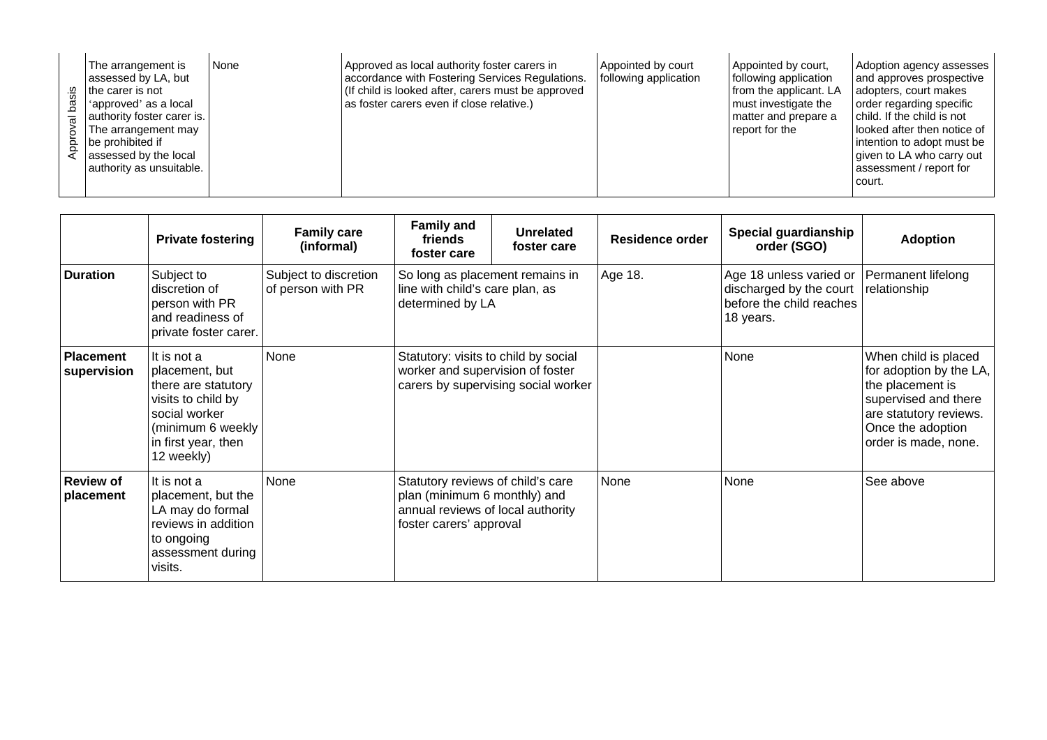| Approval basis | The arrangement is assessed by LA, but the carer is not 'approved' as a local authority foster carer is. The arrangement may be prohibited if assessed by the local authority as unsuitable. | None | Approved as local authority foster carers in accordance with Fostering Services Regulations. (If child is looked after, carers must be approved as foster carers even if close relative.) | | Appointed by court following application | Appointed by court, following application from the applicant. LA must investigate the matter and prepare a report for the | Adoption agency assesses and approves prospective adopters, court makes order regarding specific child. If the child is not looked after then notice of intention to adopt must be given to LA who carry out assessment / report for court. |
|---|---|---|---|---|---|---|---|

| | Private fostering | Family care (informal) | Family and friends foster care | Unrelated foster care | Residence order | Special guardianship order (SGO) | Adoption |
|---|---|---|---|---|---|---|---|
| **Duration** | Subject to discretion of person with PR and readiness of private foster carer. | Subject to discretion of person with PR | So long as placement remains in line with child's care plan, as determined by LA | | Age 18. | Age 18 unless varied or discharged by the court before the child reaches 18 years. | Permanent lifelong relationship |
| **Placement supervision** | It is not a placement, but there are statutory visits to child by social worker (minimum 6 weekly in first year, then 12 weekly) | None | Statutory: visits to child by social worker and supervision of foster carers by supervising social worker | | | None | When child is placed for adoption by the LA, the placement is supervised and there are statutory reviews. Once the adoption order is made, none. |
| **Review of placement** | It is not a placement, but the LA may do formal reviews in addition to ongoing assessment during visits. | None | Statutory reviews of child's care plan (minimum 6 monthly) and annual reviews of local authority foster carers' approval | | None | None | See above |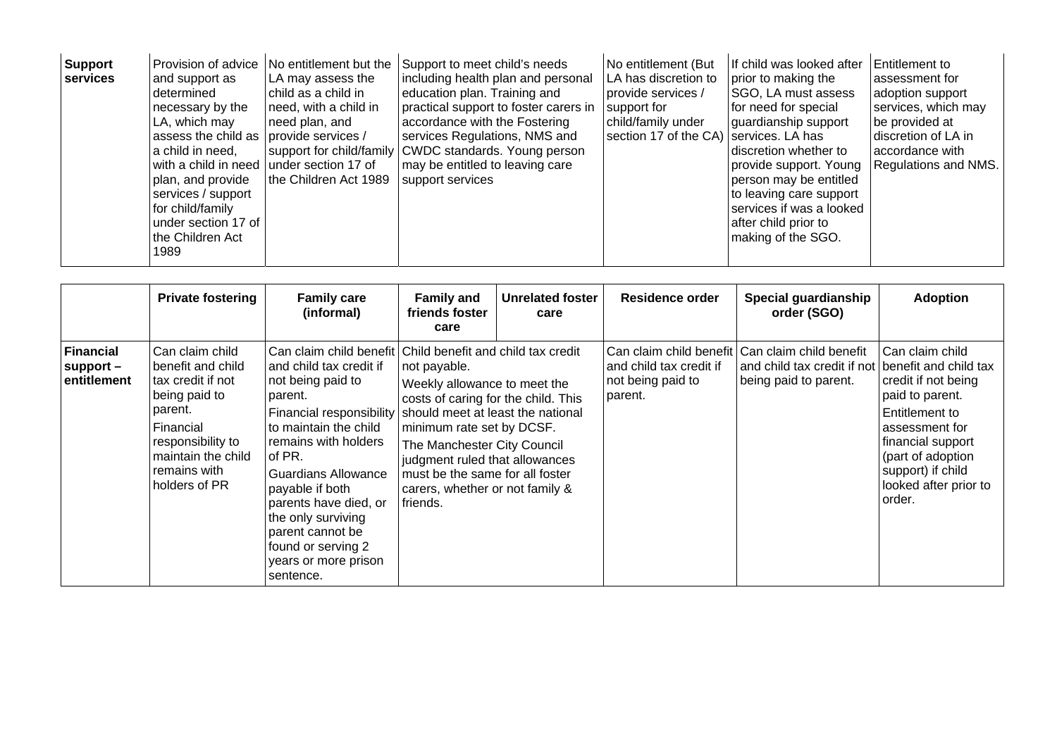| Support services | Provision of advice and support as determined necessary by the LA, which may assess the child as a child in need, with a child in need plan, and provide services / support for child/family under section 17 of the Children Act 1989 | No entitlement but the LA may assess the child as a child in need, with a child in need plan, and provide services / support for child/family under section 17 of the Children Act 1989 | Support to meet child's needs including health plan and personal education plan. Training and practical support to foster carers in accordance with the Fostering services Regulations, NMS and CWDC standards. Young person may be entitled to leaving care support services | | No entitlement (But LA has discretion to provide services / support for child/family under section 17 of the CA) | If child was looked after prior to making the SGO, LA must assess for need for special guardianship support services. LA has discretion whether to provide support. Young person may be entitled to leaving care support services if was a looked after child prior to making of the SGO. | Entitlement to assessment for adoption support services, which may be provided at discretion of LA in accordance with Regulations and NMS. |
|---|---|---|---|---|---|---|---|

| | Private fostering | Family care (informal) | Family and friends foster care | Unrelated foster care | Residence order | Special guardianship order (SGO) | Adoption |
|---|---|---|---|---|---|---|---|
| **Financial support – entitlement** | Can claim child benefit and child tax credit if not being paid to parent.<br>Financial responsibility to maintain the child remains with holders of PR | Can claim child benefit and child tax credit if not being paid to parent.<br>Financial responsibility to maintain the child remains with holders of PR.<br>Guardians Allowance payable if both parents have died, or the only surviving parent cannot be found or serving 2 years or more prison sentence. | Child benefit and child tax credit not payable.<br>Weekly allowance to meet the costs of caring for the child. This should meet at least the national minimum rate set by DCSF.<br>The Manchester City Council judgment ruled that allowances must be the same for all foster carers, whether or not family & friends. | | Can claim child benefit and child tax credit if not being paid to parent. | Can claim child benefit and child tax credit if not being paid to parent. | Can claim child benefit and child tax credit if not being paid to parent.<br>Entitlement to assessment for financial support (part of adoption support) if child looked after prior to order. |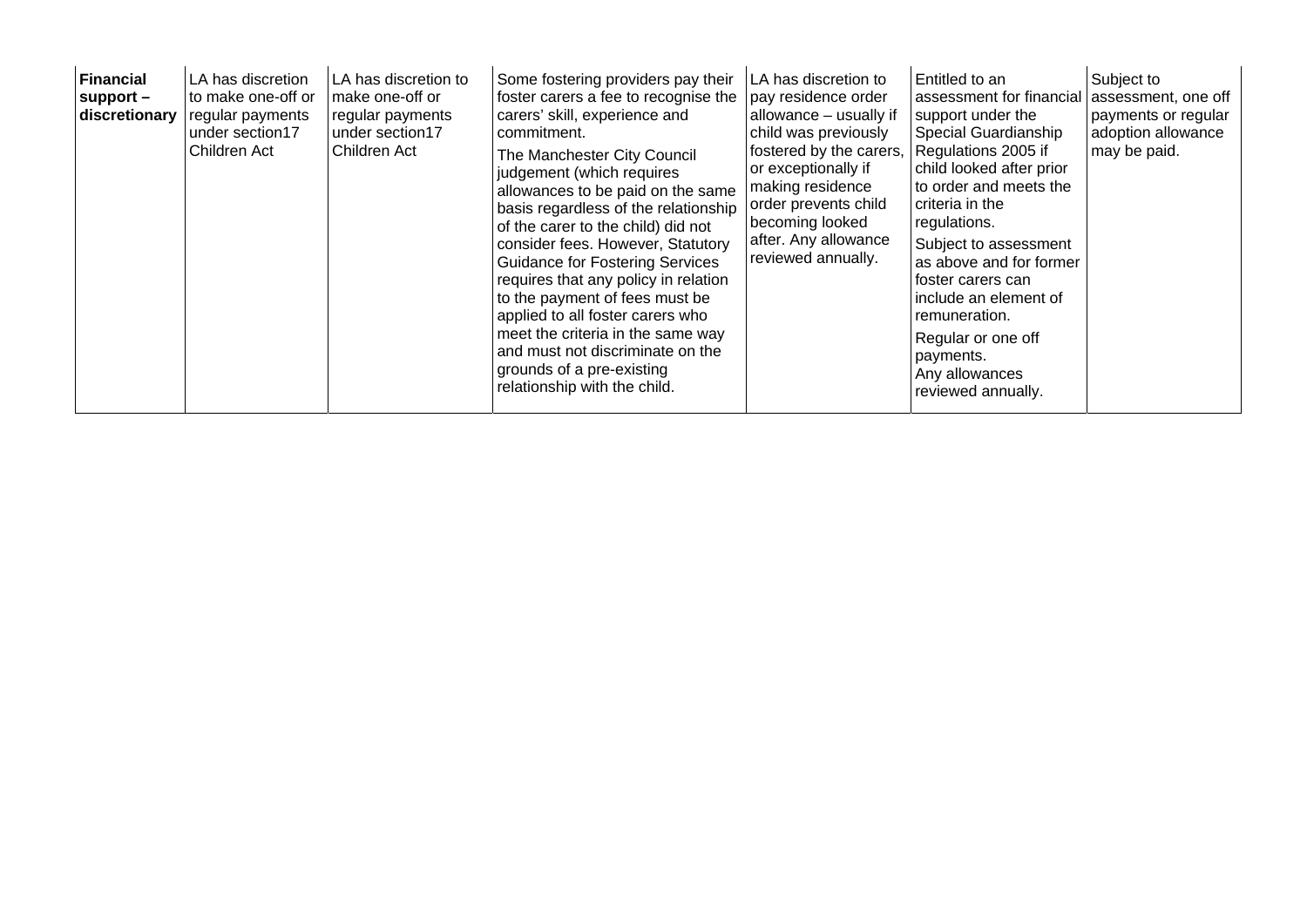| | | | | | | |
|---|---|---|---|---|---|---|
| **Financial support – discretionary** | LA has discretion to make one-off or regular payments under section17 Children Act | LA has discretion to make one-off or regular payments under section17 Children Act | Some fostering providers pay their foster carers a fee to recognise the carers' skill, experience and commitment. The Manchester City Council judgement (which requires allowances to be paid on the same basis regardless of the relationship of the carer to the child) did not consider fees. However, Statutory Guidance for Fostering Services requires that any policy in relation to the payment of fees must be applied to all foster carers who meet the criteria in the same way and must not discriminate on the grounds of a pre-existing relationship with the child. | LA has discretion to pay residence order allowance – usually if child was previously fostered by the carers, or exceptionally if making residence order prevents child becoming looked after. Any allowance reviewed annually. | Entitled to an assessment for financial support under the Special Guardianship Regulations 2005 if child looked after prior to order and meets the criteria in the regulations. Subject to assessment as above and for former foster carers can include an element of remuneration. Regular or one off payments. Any allowances reviewed annually. | Subject to assessment, one off payments or regular adoption allowance may be paid. |